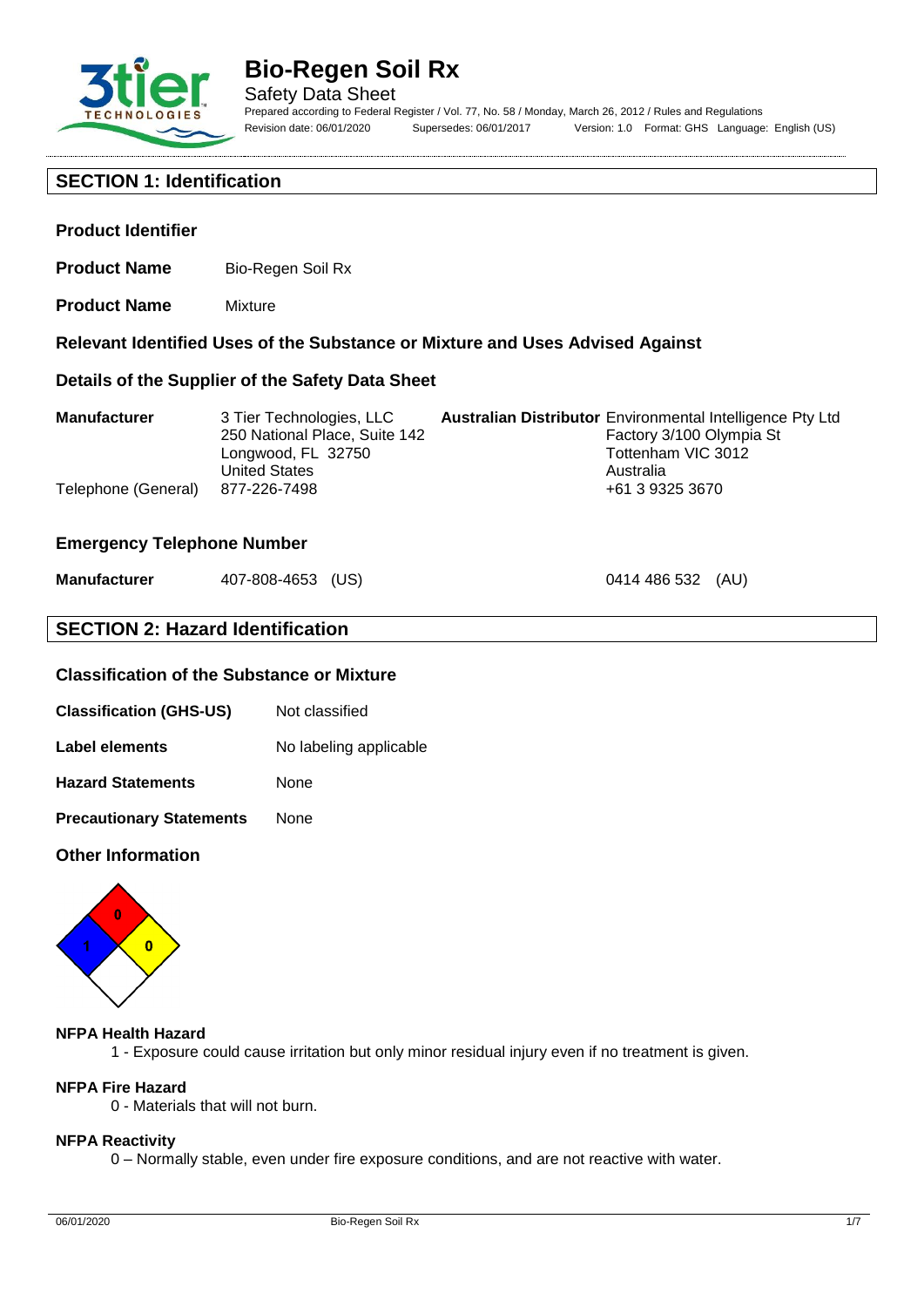# Bio-Regen Soil Rx

Safety Data Sheet

Prepared according to Federal Register / Vol. 77, No. 58 / Monday, March 26, 2012 / Rules and Regulations

Revision date: 06/01/2020 Supersedes: 06/01/2017 Version: 1.0 Format: GHS Language: English (US)

## SECTION 1: Identification

### Product Identifier

**Product Name** Bio-Regen Soil Rx

**Product Name** Mixture

### Relevant Identified Uses of the Substance or Mixture and Uses Advised Against

### Details of the Supplier of the Safety Data Sheet

**Manufacturer**
3 Tier Technologies, LLC
250 National Place, Suite 142
Longwood, FL 32750
United States
Telephone (General) 877-226-7498

**Australian Distributor**
Environmental Intelligence Pty Ltd
Factory 3/100 Olympia St
Tottenham VIC 3012
Australia
+61 3 9325 3670

### Emergency Telephone Number

**Manufacturer** 407-808-4653 (US) 0414 486 532 (AU)

## SECTION 2: Hazard Identification

### Classification of the Substance or Mixture

**Classification (GHS-US)** Not classified

**Label elements** No labeling applicable

**Hazard Statements** None

**Precautionary Statements** None

### Other Information

NFPA diamond: Health 1, Fire 0, Reactivity 0

**NFPA Health Hazard**

1 - Exposure could cause irritation but only minor residual injury even if no treatment is given.

**NFPA Fire Hazard**

0 - Materials that will not burn.

**NFPA Reactivity**

0 – Normally stable, even under fire exposure conditions, and are not reactive with water.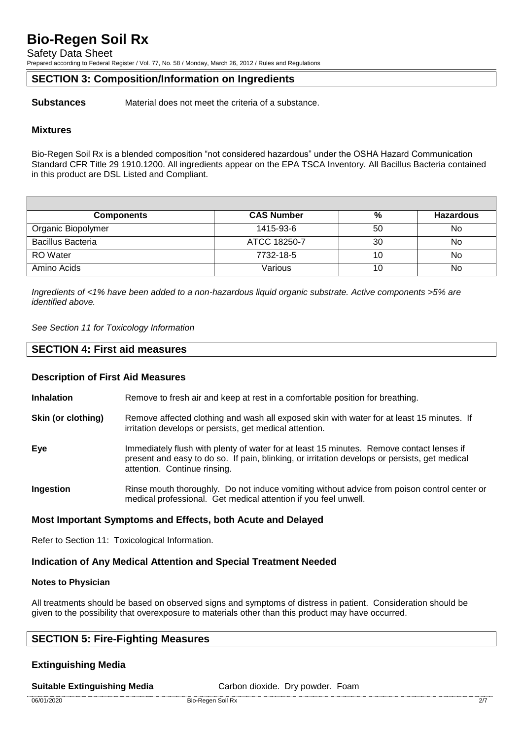## SECTION 3: Composition/Information on Ingredients

**Substances** Material does not meet the criteria of a substance.

### Mixtures

Bio-Regen Soil Rx is a blended composition "not considered hazardous" under the OSHA Hazard Communication Standard CFR Title 29 1910.1200. All ingredients appear on the EPA TSCA Inventory. All Bacillus Bacteria contained in this product are DSL Listed and Compliant.

| Components | CAS Number | % | Hazardous |
|---|---|---|---|
| Organic Biopolymer | 1415-93-6 | 50 | No |
| Bacillus Bacteria | ATCC 18250-7 | 30 | No |
| RO Water | 7732-18-5 | 10 | No |
| Amino Acids | Various | 10 | No |

*Ingredients of <1% have been added to a non-hazardous liquid organic substrate. Active components >5% are identified above.*

*See Section 11 for Toxicology Information*

## SECTION 4: First aid measures

### Description of First Aid Measures

**Inhalation** Remove to fresh air and keep at rest in a comfortable position for breathing.

**Skin (or clothing)** Remove affected clothing and wash all exposed skin with water for at least 15 minutes. If irritation develops or persists, get medical attention.

**Eye** Immediately flush with plenty of water for at least 15 minutes. Remove contact lenses if present and easy to do so. If pain, blinking, or irritation develops or persists, get medical attention. Continue rinsing.

**Ingestion** Rinse mouth thoroughly. Do not induce vomiting without advice from poison control center or medical professional. Get medical attention if you feel unwell.

### Most Important Symptoms and Effects, both Acute and Delayed

Refer to Section 11: Toxicological Information.

### Indication of Any Medical Attention and Special Treatment Needed

**Notes to Physician**

All treatments should be based on observed signs and symptoms of distress in patient. Consideration should be given to the possibility that overexposure to materials other than this product may have occurred.

## SECTION 5: Fire-Fighting Measures

### Extinguishing Media

**Suitable Extinguishing Media** Carbon dioxide. Dry powder. Foam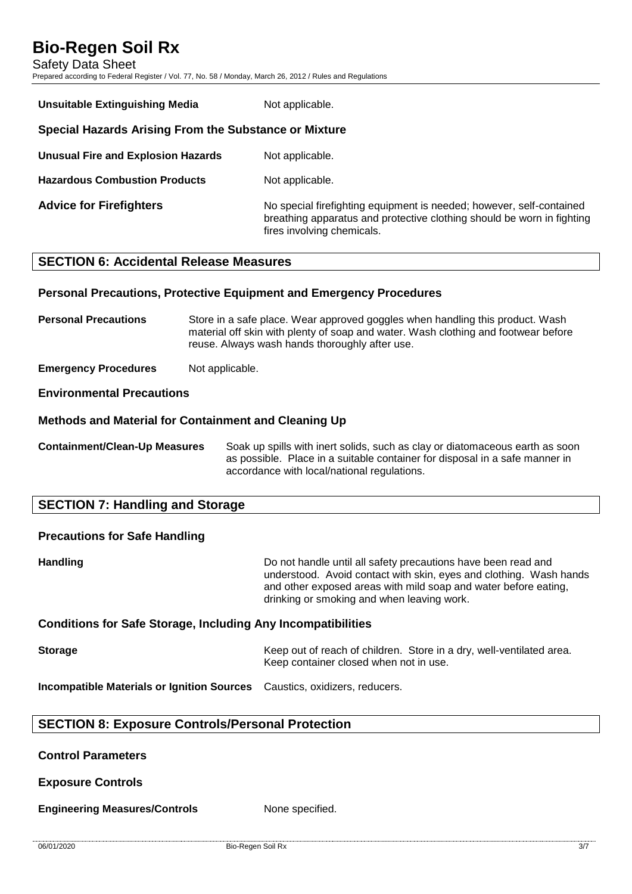**Unsuitable Extinguishing Media** Not applicable.

### Special Hazards Arising From the Substance or Mixture

**Unusual Fire and Explosion Hazards** Not applicable.

**Hazardous Combustion Products** Not applicable.

**Advice for Firefighters** No special firefighting equipment is needed; however, self-contained breathing apparatus and protective clothing should be worn in fighting fires involving chemicals.

## SECTION 6: Accidental Release Measures

### Personal Precautions, Protective Equipment and Emergency Procedures

**Personal Precautions** Store in a safe place. Wear approved goggles when handling this product. Wash material off skin with plenty of soap and water. Wash clothing and footwear before reuse. Always wash hands thoroughly after use.

**Emergency Procedures** Not applicable.

### Environmental Precautions

### Methods and Material for Containment and Cleaning Up

**Containment/Clean-Up Measures** Soak up spills with inert solids, such as clay or diatomaceous earth as soon as possible. Place in a suitable container for disposal in a safe manner in accordance with local/national regulations.

## SECTION 7: Handling and Storage

### Precautions for Safe Handling

**Handling** Do not handle until all safety precautions have been read and understood. Avoid contact with skin, eyes and clothing. Wash hands and other exposed areas with mild soap and water before eating, drinking or smoking and when leaving work.

### Conditions for Safe Storage, Including Any Incompatibilities

**Storage** Keep out of reach of children. Store in a dry, well-ventilated area. Keep container closed when not in use.

**Incompatible Materials or Ignition Sources** Caustics, oxidizers, reducers.

## SECTION 8: Exposure Controls/Personal Protection

### Control Parameters

### Exposure Controls

**Engineering Measures/Controls** None specified.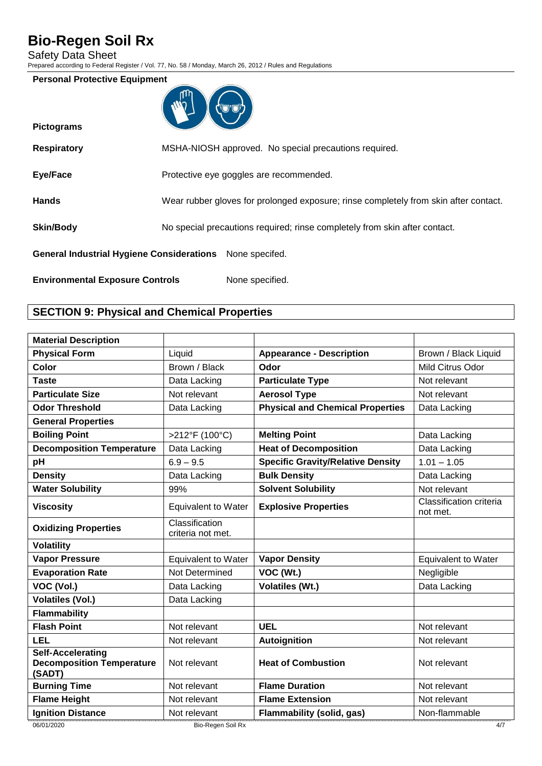**Personal Protective Equipment**

**Pictograms**

**Respiratory** MSHA-NIOSH approved. No special precautions required.

**Eye/Face** Protective eye goggles are recommended.

**Hands** Wear rubber gloves for prolonged exposure; rinse completely from skin after contact.

**Skin/Body** No special precautions required; rinse completely from skin after contact.

**General Industrial Hygiene Considerations** None specifed.

**Environmental Exposure Controls** None specified.

## SECTION 9: Physical and Chemical Properties

| **Material Description** | | | |
|---|---|---|---|
| **Physical Form** | Liquid | **Appearance - Description** | Brown / Black Liquid |
| **Color** | Brown / Black | **Odor** | Mild Citrus Odor |
| **Taste** | Data Lacking | **Particulate Type** | Not relevant |
| **Particulate Size** | Not relevant | **Aerosol Type** | Not relevant |
| **Odor Threshold** | Data Lacking | **Physical and Chemical Properties** | Data Lacking |
| **General Properties** | | | |
| **Boiling Point** | >212°F (100°C) | **Melting Point** | Data Lacking |
| **Decomposition Temperature** | Data Lacking | **Heat of Decomposition** | Data Lacking |
| **pH** | 6.9 – 9.5 | **Specific Gravity/Relative Density** | 1.01 – 1.05 |
| **Density** | Data Lacking | **Bulk Density** | Data Lacking |
| **Water Solubility** | 99% | **Solvent Solubility** | Not relevant |
| **Viscosity** | Equivalent to Water | **Explosive Properties** | Classification criteria not met. |
| **Oxidizing Properties** | Classification criteria not met. | | |
| **Volatility** | | | |
| **Vapor Pressure** | Equivalent to Water | **Vapor Density** | Equivalent to Water |
| **Evaporation Rate** | Not Determined | **VOC (Wt.)** | Negligible |
| **VOC (Vol.)** | Data Lacking | **Volatiles (Wt.)** | Data Lacking |
| **Volatiles (Vol.)** | Data Lacking | | |
| **Flammability** | | | |
| **Flash Point** | Not relevant | **UEL** | Not relevant |
| **LEL** | Not relevant | **Autoignition** | Not relevant |
| **Self-Accelerating Decomposition Temperature (SADT)** | Not relevant | **Heat of Combustion** | Not relevant |
| **Burning Time** | Not relevant | **Flame Duration** | Not relevant |
| **Flame Height** | Not relevant | **Flame Extension** | Not relevant |
| **Ignition Distance** | Not relevant | **Flammability (solid, gas)** | Non-flammable |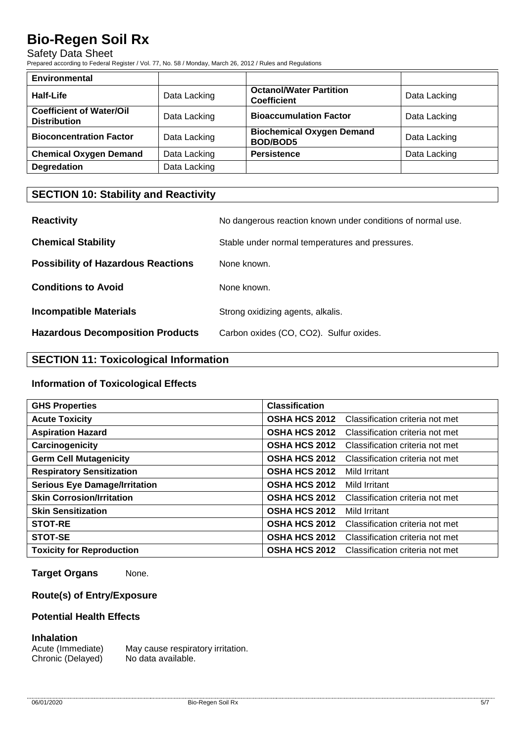| Environmental | | | |
|---|---|---|---|
| **Half-Life** | Data Lacking | **Octanol/Water Partition Coefficient** | Data Lacking |
| **Coefficient of Water/Oil Distribution** | Data Lacking | **Bioaccumulation Factor** | Data Lacking |
| **Bioconcentration Factor** | Data Lacking | **Biochemical Oxygen Demand BOD/BOD5** | Data Lacking |
| **Chemical Oxygen Demand** | Data Lacking | **Persistence** | Data Lacking |
| **Degredation** | Data Lacking | | |

## SECTION 10: Stability and Reactivity

**Reactivity** No dangerous reaction known under conditions of normal use.

**Chemical Stability** Stable under normal temperatures and pressures.

**Possibility of Hazardous Reactions** None known.

**Conditions to Avoid** None known.

**Incompatible Materials** Strong oxidizing agents, alkalis.

**Hazardous Decomposition Products** Carbon oxides (CO, $CO_2$). Sulfur oxides.

## SECTION 11: Toxicological Information

### Information of Toxicological Effects

| GHS Properties | Classification | |
|---|---|---|
| **Acute Toxicity** | **OSHA HCS 2012** | Classification criteria not met |
| **Aspiration Hazard** | **OSHA HCS 2012** | Classification criteria not met |
| **Carcinogenicity** | **OSHA HCS 2012** | Classification criteria not met |
| **Germ Cell Mutagenicity** | **OSHA HCS 2012** | Classification criteria not met |
| **Respiratory Sensitization** | **OSHA HCS 2012** | Mild Irritant |
| **Serious Eye Damage/Irritation** | **OSHA HCS 2012** | Mild Irritant |
| **Skin Corrosion/Irritation** | **OSHA HCS 2012** | Classification criteria not met |
| **Skin Sensitization** | **OSHA HCS 2012** | Mild Irritant |
| **STOT-RE** | **OSHA HCS 2012** | Classification criteria not met |
| **STOT-SE** | **OSHA HCS 2012** | Classification criteria not met |
| **Toxicity for Reproduction** | **OSHA HCS 2012** | Classification criteria not met |

**Target Organs** None.

### Route(s) of Entry/Exposure

### Potential Health Effects

#### Inhalation

Acute (Immediate) May cause respiratory irritation.
Chronic (Delayed) No data available.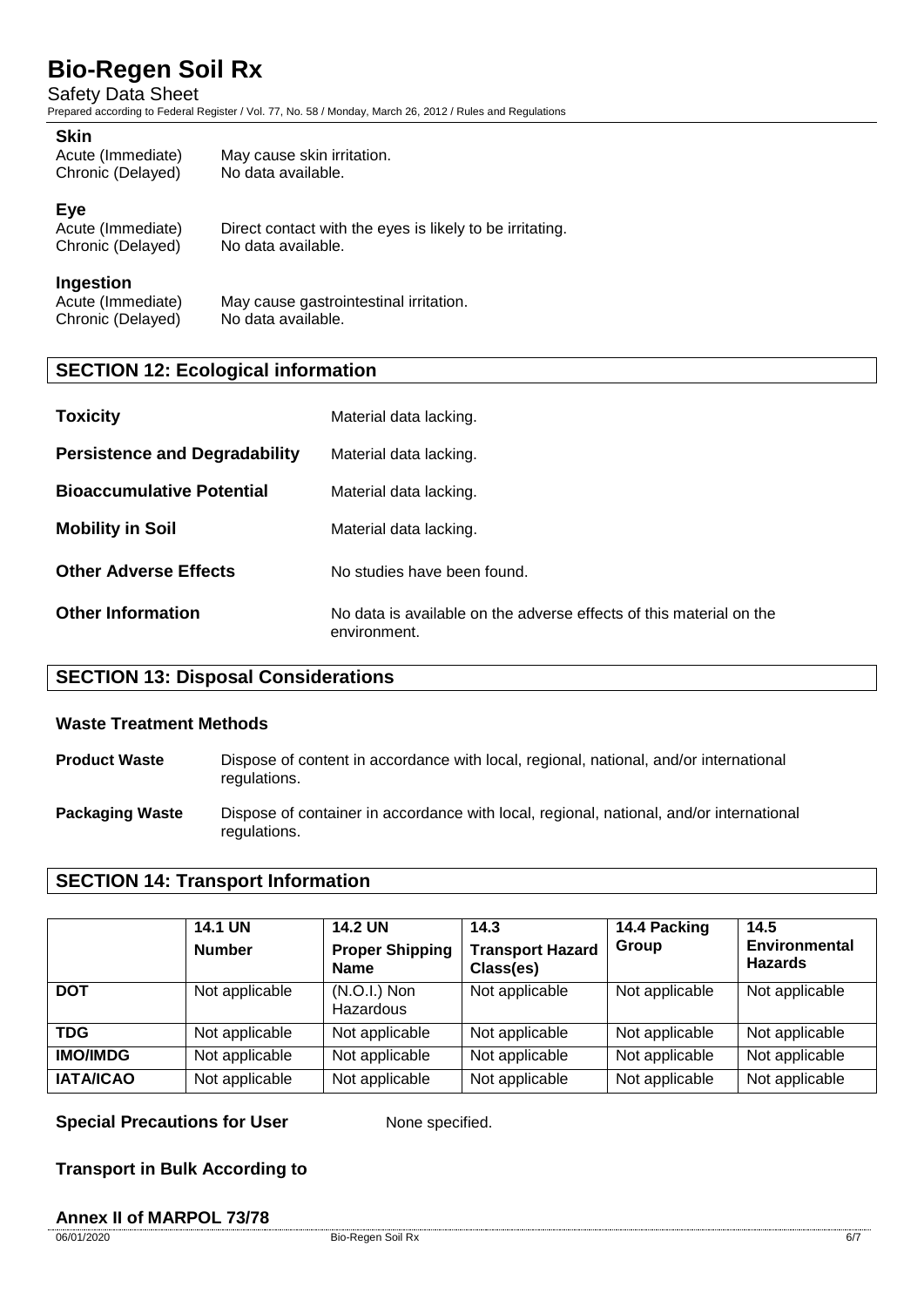### Skin

Acute (Immediate) May cause skin irritation.
Chronic (Delayed) No data available.

### Eye

Acute (Immediate) Direct contact with the eyes is likely to be irritating.
Chronic (Delayed) No data available.

### Ingestion

Acute (Immediate) May cause gastrointestinal irritation.
Chronic (Delayed) No data available.

## SECTION 12: Ecological information

**Toxicity** Material data lacking.

**Persistence and Degradability** Material data lacking.

**Bioaccumulative Potential** Material data lacking.

**Mobility in Soil** Material data lacking.

**Other Adverse Effects** No studies have been found.

**Other Information** No data is available on the adverse effects of this material on the environment.

## SECTION 13: Disposal Considerations

### Waste Treatment Methods

**Product Waste** Dispose of content in accordance with local, regional, national, and/or international regulations.

**Packaging Waste** Dispose of container in accordance with local, regional, national, and/or international regulations.

## SECTION 14: Transport Information

| | 14.1 UN Number | 14.2 UN Proper Shipping Name | 14.3 Transport Hazard Class(es) | 14.4 Packing Group | 14.5 Environmental Hazards |
|---|---|---|---|---|---|
| **DOT** | Not applicable | (N.O.I.) Non Hazardous | Not applicable | Not applicable | Not applicable |
| **TDG** | Not applicable | Not applicable | Not applicable | Not applicable | Not applicable |
| **IMO/IMDG** | Not applicable | Not applicable | Not applicable | Not applicable | Not applicable |
| **IATA/ICAO** | Not applicable | Not applicable | Not applicable | Not applicable | Not applicable |

**Special Precautions for User** None specified.

### Transport in Bulk According to

### Annex II of MARPOL 73/78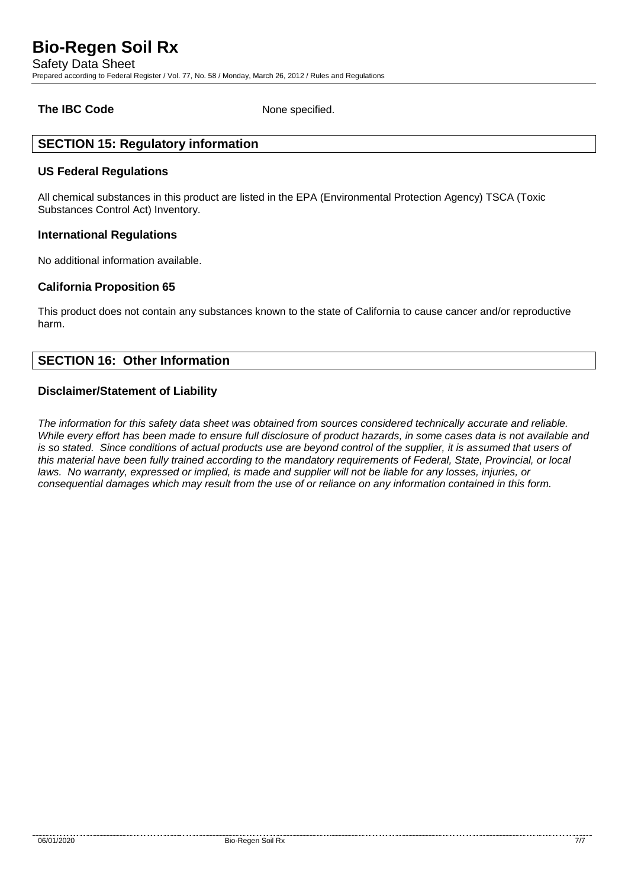**The IBC Code** None specified.

## SECTION 15: Regulatory information

### US Federal Regulations

All chemical substances in this product are listed in the EPA (Environmental Protection Agency) TSCA (Toxic Substances Control Act) Inventory.

### International Regulations

No additional information available.

### California Proposition 65

This product does not contain any substances known to the state of California to cause cancer and/or reproductive harm.

## SECTION 16: Other Information

### Disclaimer/Statement of Liability

*The information for this safety data sheet was obtained from sources considered technically accurate and reliable. While every effort has been made to ensure full disclosure of product hazards, in some cases data is not available and is so stated. Since conditions of actual products use are beyond control of the supplier, it is assumed that users of this material have been fully trained according to the mandatory requirements of Federal, State, Provincial, or local laws. No warranty, expressed or implied, is made and supplier will not be liable for any losses, injuries, or consequential damages which may result from the use of or reliance on any information contained in this form.*